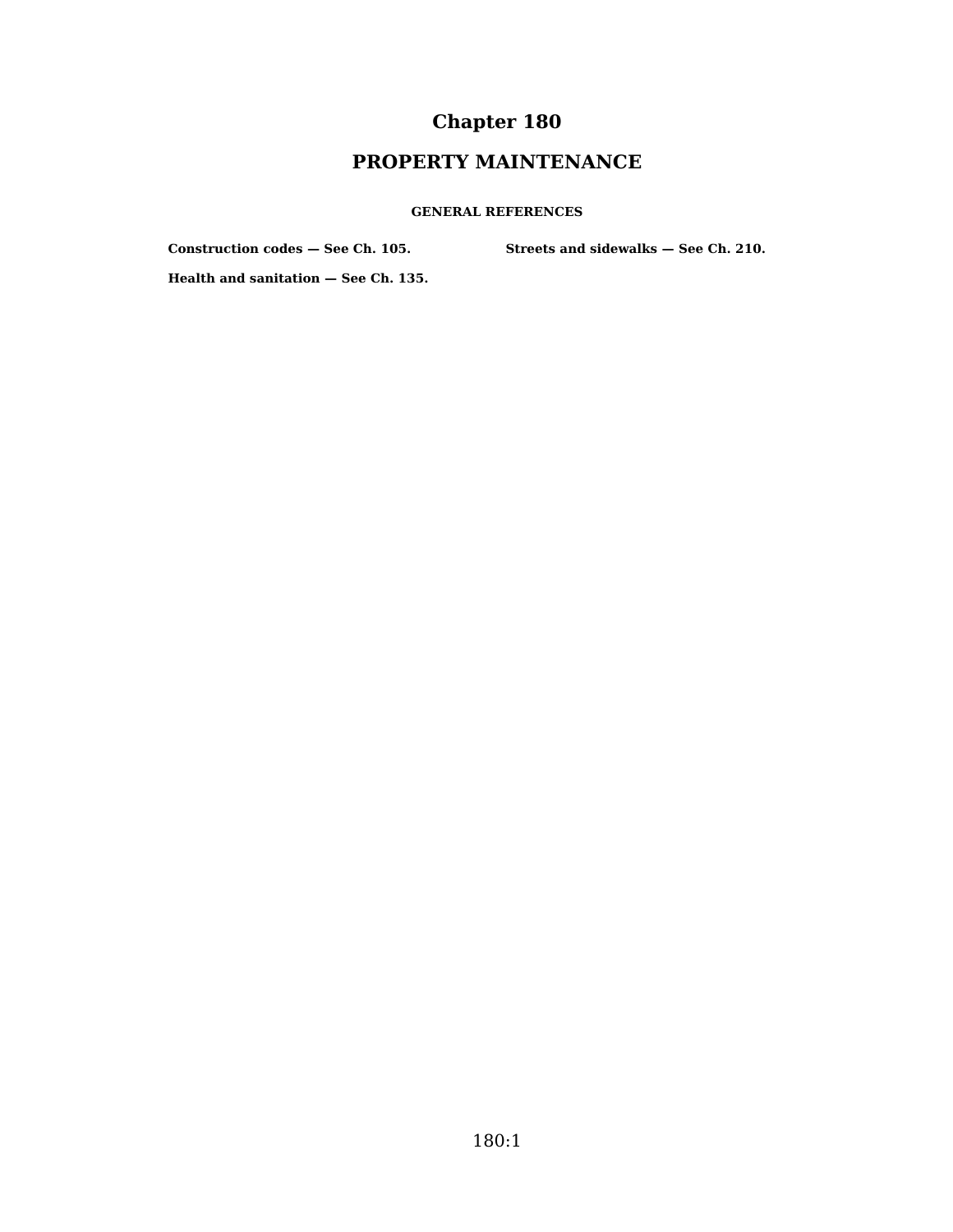# Chapter 180

# PROPERTY MAINTENANCE

**GENERAL REFERENCES**

**Construction codes — See Ch. 105.**

**Health and sanitation — See Ch. 135.**

**Streets and sidewalks — See Ch. 210.**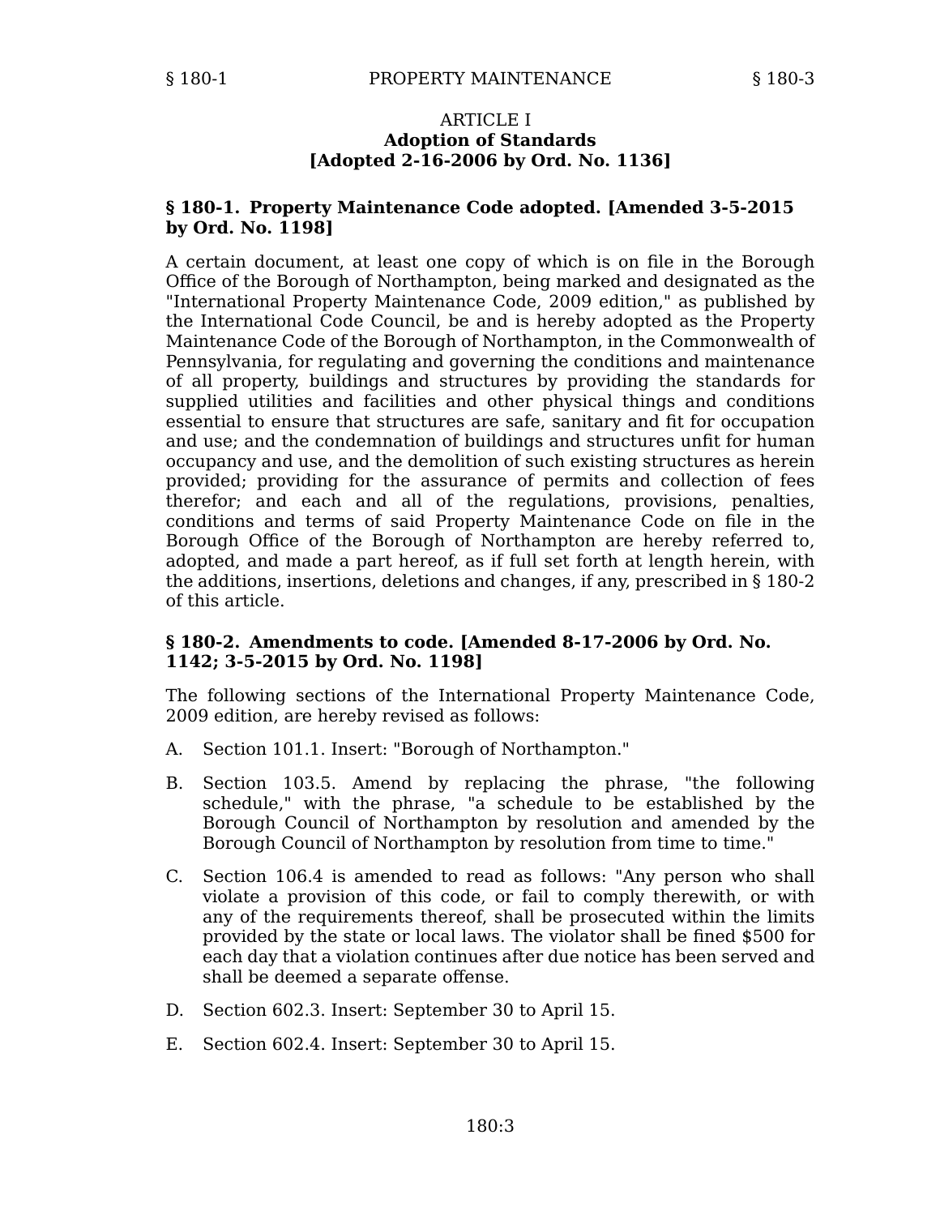# ARTICLE I
## Adoption of Standards
## [Adopted 2-16-2006 by Ord. No. 1136]

### § 180-1. Property Maintenance Code adopted. [Amended 3-5-2015 by Ord. No. 1198]

A certain document, at least one copy of which is on file in the Borough Office of the Borough of Northampton, being marked and designated as the "International Property Maintenance Code, 2009 edition," as published by the International Code Council, be and is hereby adopted as the Property Maintenance Code of the Borough of Northampton, in the Commonwealth of Pennsylvania, for regulating and governing the conditions and maintenance of all property, buildings and structures by providing the standards for supplied utilities and facilities and other physical things and conditions essential to ensure that structures are safe, sanitary and fit for occupation and use; and the condemnation of buildings and structures unfit for human occupancy and use, and the demolition of such existing structures as herein provided; providing for the assurance of permits and collection of fees therefor; and each and all of the regulations, provisions, penalties, conditions and terms of said Property Maintenance Code on file in the Borough Office of the Borough of Northampton are hereby referred to, adopted, and made a part hereof, as if full set forth at length herein, with the additions, insertions, deletions and changes, if any, prescribed in § 180-2 of this article.

### § 180-2. Amendments to code. [Amended 8-17-2006 by Ord. No. 1142; 3-5-2015 by Ord. No. 1198]

The following sections of the International Property Maintenance Code, 2009 edition, are hereby revised as follows:

A. Section 101.1. Insert: "Borough of Northampton."

B. Section 103.5. Amend by replacing the phrase, "the following schedule," with the phrase, "a schedule to be established by the Borough Council of Northampton by resolution and amended by the Borough Council of Northampton by resolution from time to time."

C. Section 106.4 is amended to read as follows: "Any person who shall violate a provision of this code, or fail to comply therewith, or with any of the requirements thereof, shall be prosecuted within the limits provided by the state or local laws. The violator shall be fined $500 for each day that a violation continues after due notice has been served and shall be deemed a separate offense.

D. Section 602.3. Insert: September 30 to April 15.

E. Section 602.4. Insert: September 30 to April 15.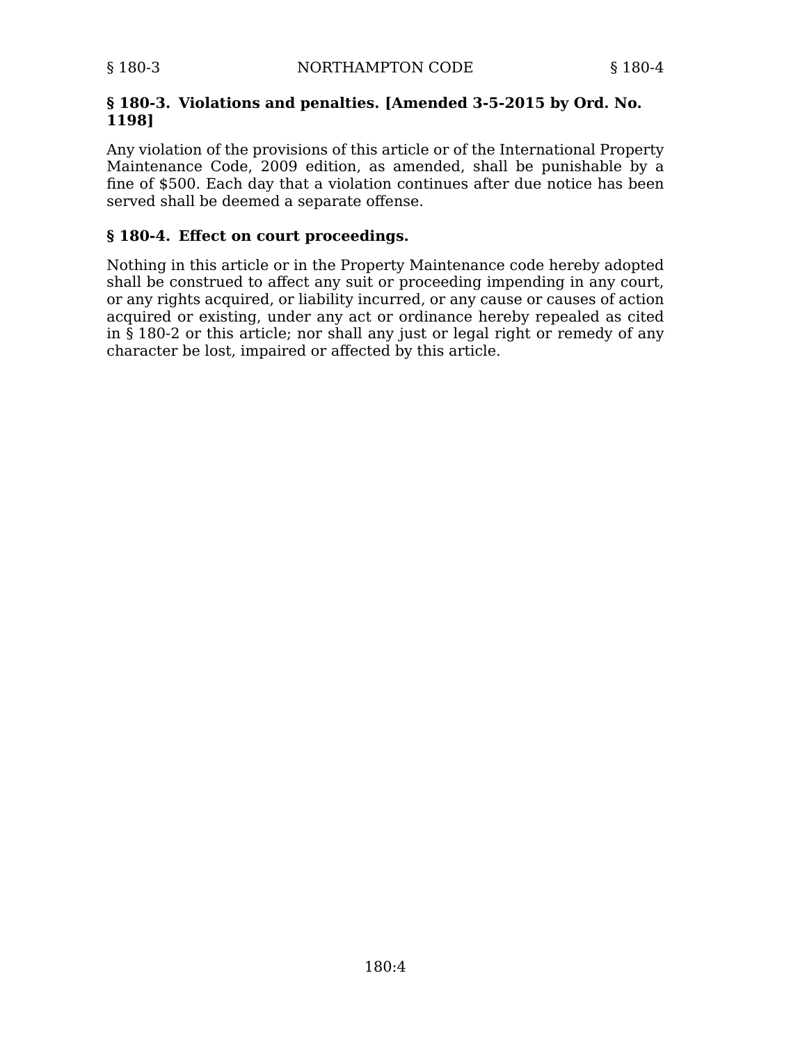### § 180-3. Violations and penalties. [Amended 3-5-2015 by Ord. No. 1198]

Any violation of the provisions of this article or of the International Property Maintenance Code, 2009 edition, as amended, shall be punishable by a fine of $500. Each day that a violation continues after due notice has been served shall be deemed a separate offense.

### § 180-4. Effect on court proceedings.

Nothing in this article or in the Property Maintenance code hereby adopted shall be construed to affect any suit or proceeding impending in any court, or any rights acquired, or liability incurred, or any cause or causes of action acquired or existing, under any act or ordinance hereby repealed as cited in § 180-2 or this article; nor shall any just or legal right or remedy of any character be lost, impaired or affected by this article.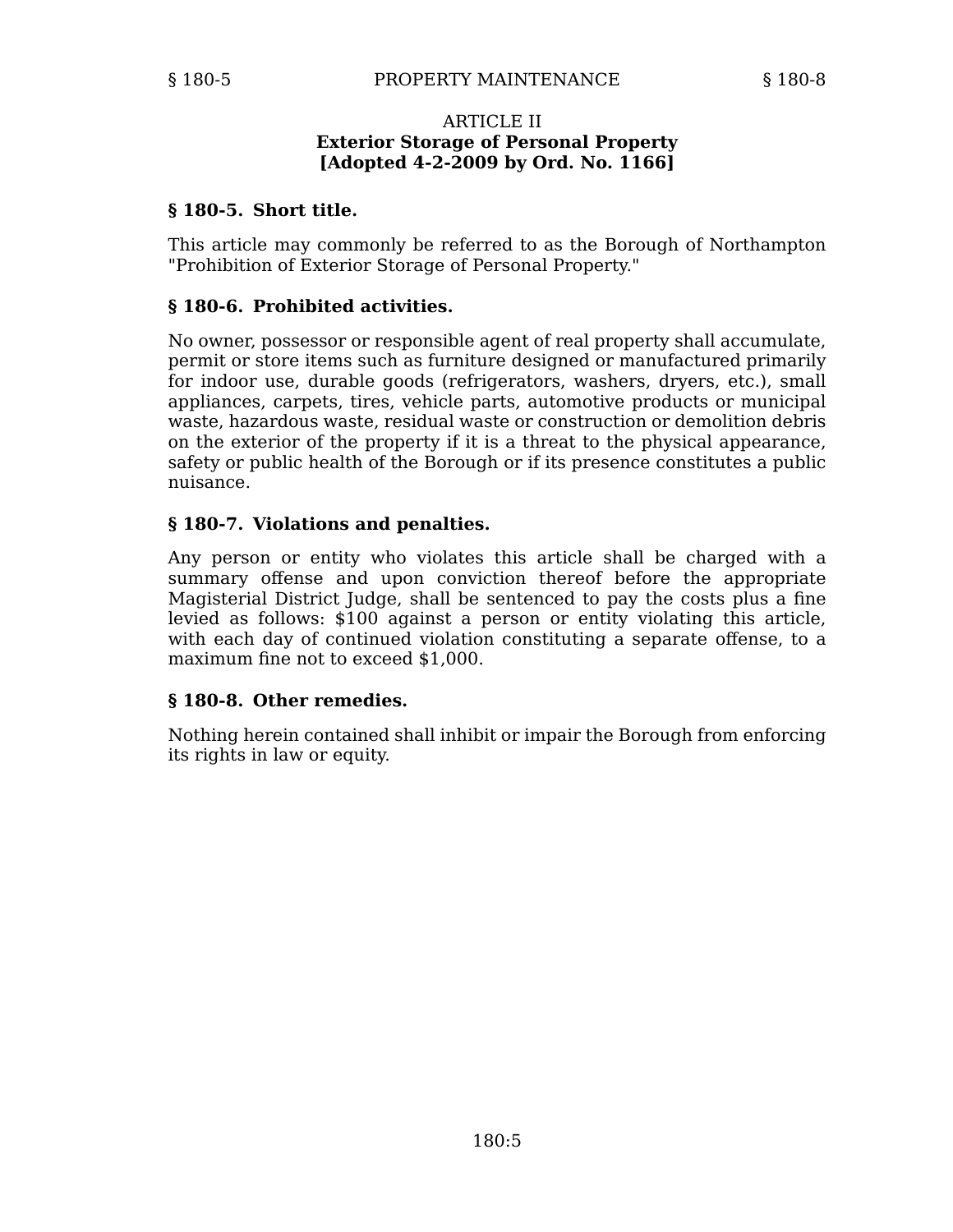## ARTICLE II
## Exterior Storage of Personal Property
## [Adopted 4-2-2009 by Ord. No. 1166]

### § 180-5. Short title.

This article may commonly be referred to as the Borough of Northampton "Prohibition of Exterior Storage of Personal Property."

### § 180-6. Prohibited activities.

No owner, possessor or responsible agent of real property shall accumulate, permit or store items such as furniture designed or manufactured primarily for indoor use, durable goods (refrigerators, washers, dryers, etc.), small appliances, carpets, tires, vehicle parts, automotive products or municipal waste, hazardous waste, residual waste or construction or demolition debris on the exterior of the property if it is a threat to the physical appearance, safety or public health of the Borough or if its presence constitutes a public nuisance.

### § 180-7. Violations and penalties.

Any person or entity who violates this article shall be charged with a summary offense and upon conviction thereof before the appropriate Magisterial District Judge, shall be sentenced to pay the costs plus a fine levied as follows: $100 against a person or entity violating this article, with each day of continued violation constituting a separate offense, to a maximum fine not to exceed $1,000.

### § 180-8. Other remedies.

Nothing herein contained shall inhibit or impair the Borough from enforcing its rights in law or equity.